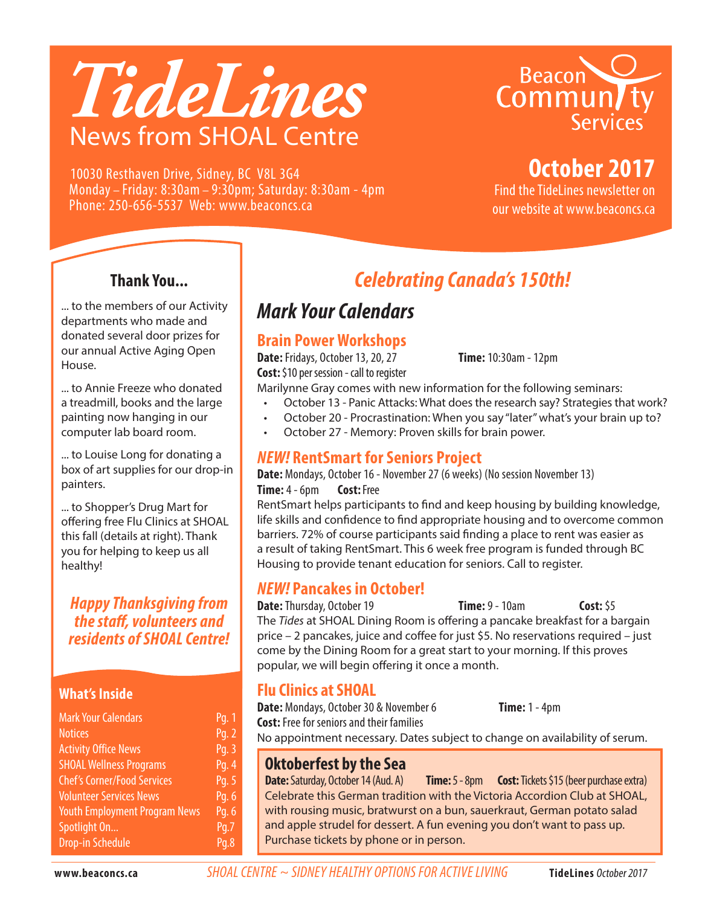# TideLines

## News from SHOAL Centre

10030 Resthaven Drive, Sidney, BC V8L 3G4
Monday – Friday: 8:30am – 9:30pm; Saturday: 8:30am - 4pm
Phone: 250-656-5537 Web: www.beaconcs.ca

Beacon Community Services

**October 2017**

Find the TideLines newsletter on our website at www.beaconcs.ca

### Thank You...

... to the members of our Activity departments who made and donated several door prizes for our annual Active Aging Open House.

... to Annie Freeze who donated a treadmill, books and the large painting now hanging in our computer lab board room.

... to Louise Long for donating a box of art supplies for our drop-in painters.

... to Shopper's Drug Mart for offering free Flu Clinics at SHOAL this fall (details at right). Thank you for helping to keep us all healthy!

***Happy Thanksgiving from the staff, volunteers and residents of SHOAL Centre!***

### What's Inside

| | |
|---|---|
| Mark Your Calendars | Pg. 1 |
| Notices | Pg. 2 |
| Activity Office News | Pg. 3 |
| SHOAL Wellness Programs | Pg. 4 |
| Chef's Corner/Food Services | Pg. 5 |
| Volunteer Services News | Pg. 6 |
| Youth Employment Program News | Pg. 6 |
| Spotlight On... | Pg.7 |
| Drop-in Schedule | Pg.8 |

## *Celebrating Canada's 150th!*

## *Mark Your Calendars*

### Brain Power Workshops

**Date:** Fridays, October 13, 20, 27 **Time:** 10:30am - 12pm
**Cost:** $10 per session - call to register

Marilynne Gray comes with new information for the following seminars:

- October 13 - Panic Attacks: What does the research say? Strategies that work?
- October 20 - Procrastination: When you say "later" what's your brain up to?
- October 27 - Memory: Proven skills for brain power.

### *NEW!* RentSmart for Seniors Project

**Date:** Mondays, October 16 - November 27 (6 weeks) (No session November 13)
**Time:** 4 - 6pm **Cost:** Free

RentSmart helps participants to find and keep housing by building knowledge, life skills and confidence to find appropriate housing and to overcome common barriers. 72% of course participants said finding a place to rent was easier as a result of taking RentSmart. This 6 week free program is funded through BC Housing to provide tenant education for seniors. Call to register.

### *NEW!* Pancakes in October!

**Date:** Thursday, October 19 **Time:** 9 - 10am **Cost:** $5

The *Tides* at SHOAL Dining Room is offering a pancake breakfast for a bargain price – 2 pancakes, juice and coffee for just $5. No reservations required – just come by the Dining Room for a great start to your morning. If this proves popular, we will begin offering it once a month.

### Flu Clinics at SHOAL

**Date:** Mondays, October 30 & November 6 **Time:** 1 - 4pm
**Cost:** Free for seniors and their families

No appointment necessary. Dates subject to change on availability of serum.

### Oktoberfest by the Sea

**Date:** Saturday, October 14 (Aud. A) **Time:** 5 - 8pm **Cost:** Tickets $15 (beer purchase extra)

Celebrate this German tradition with the Victoria Accordion Club at SHOAL, with rousing music, bratwurst on a bun, sauerkraut, German potato salad and apple strudel for dessert. A fun evening you don't want to pass up. Purchase tickets by phone or in person.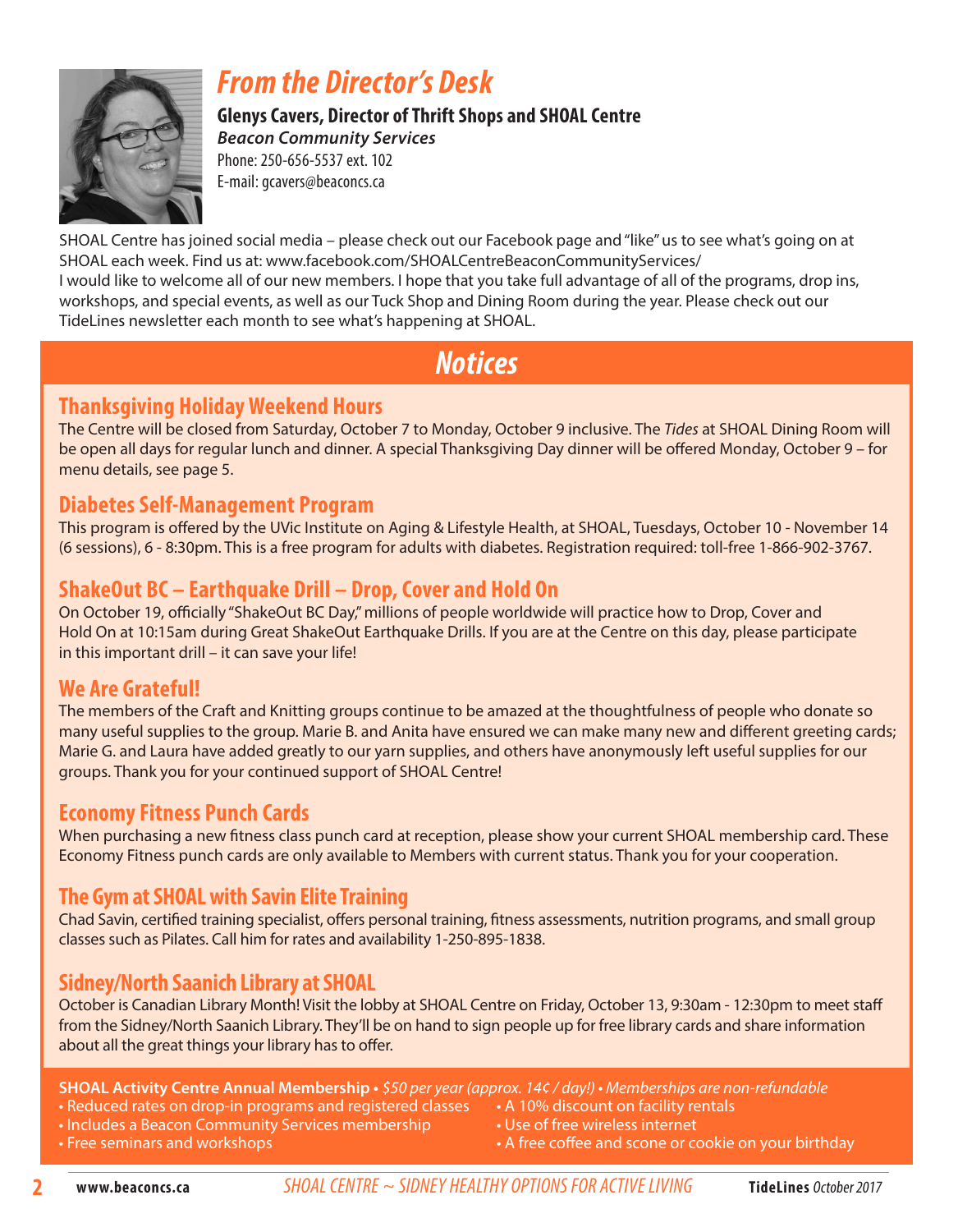## *From the Director's Desk*

**Glenys Cavers, Director of Thrift Shops and SHOAL Centre**
***Beacon Community Services***
Phone: 250-656-5537 ext. 102
E-mail: gcavers@beaconcs.ca

SHOAL Centre has joined social media – please check out our Facebook page and "like" us to see what's going on at SHOAL each week. Find us at: www.facebook.com/SHOALCentreBeaconCommunityServices/
I would like to welcome all of our new members. I hope that you take full advantage of all of the programs, drop ins, workshops, and special events, as well as our Tuck Shop and Dining Room during the year. Please check out our TideLines newsletter each month to see what's happening at SHOAL.

# *Notices*

### Thanksgiving Holiday Weekend Hours

The Centre will be closed from Saturday, October 7 to Monday, October 9 inclusive. The *Tides* at SHOAL Dining Room will be open all days for regular lunch and dinner. A special Thanksgiving Day dinner will be offered Monday, October 9 – for menu details, see page 5.

### Diabetes Self-Management Program

This program is offered by the UVic Institute on Aging & Lifestyle Health, at SHOAL, Tuesdays, October 10 - November 14 (6 sessions), 6 - 8:30pm. This is a free program for adults with diabetes. Registration required: toll-free 1-866-902-3767.

### ShakeOut BC – Earthquake Drill – Drop, Cover and Hold On

On October 19, officially "ShakeOut BC Day," millions of people worldwide will practice how to Drop, Cover and Hold On at 10:15am during Great ShakeOut Earthquake Drills. If you are at the Centre on this day, please participate in this important drill – it can save your life!

### We Are Grateful!

The members of the Craft and Knitting groups continue to be amazed at the thoughtfulness of people who donate so many useful supplies to the group. Marie B. and Anita have ensured we can make many new and different greeting cards; Marie G. and Laura have added greatly to our yarn supplies, and others have anonymously left useful supplies for our groups. Thank you for your continued support of SHOAL Centre!

### Economy Fitness Punch Cards

When purchasing a new fitness class punch card at reception, please show your current SHOAL membership card. These Economy Fitness punch cards are only available to Members with current status. Thank you for your cooperation.

### The Gym at SHOAL with Savin Elite Training

Chad Savin, certified training specialist, offers personal training, fitness assessments, nutrition programs, and small group classes such as Pilates. Call him for rates and availability 1-250-895-1838.

### Sidney/North Saanich Library at SHOAL

October is Canadian Library Month! Visit the lobby at SHOAL Centre on Friday, October 13, 9:30am - 12:30pm to meet staff from the Sidney/North Saanich Library. They'll be on hand to sign people up for free library cards and share information about all the great things your library has to offer.

**SHOAL Activity Centre Annual Membership** • *$50 per year (approx. 14¢ / day!) • Memberships are non-refundable*

- Reduced rates on drop-in programs and registered classes
- Includes a Beacon Community Services membership
- Free seminars and workshops
- A 10% discount on facility rentals
- Use of free wireless internet
- A free coffee and scone or cookie on your birthday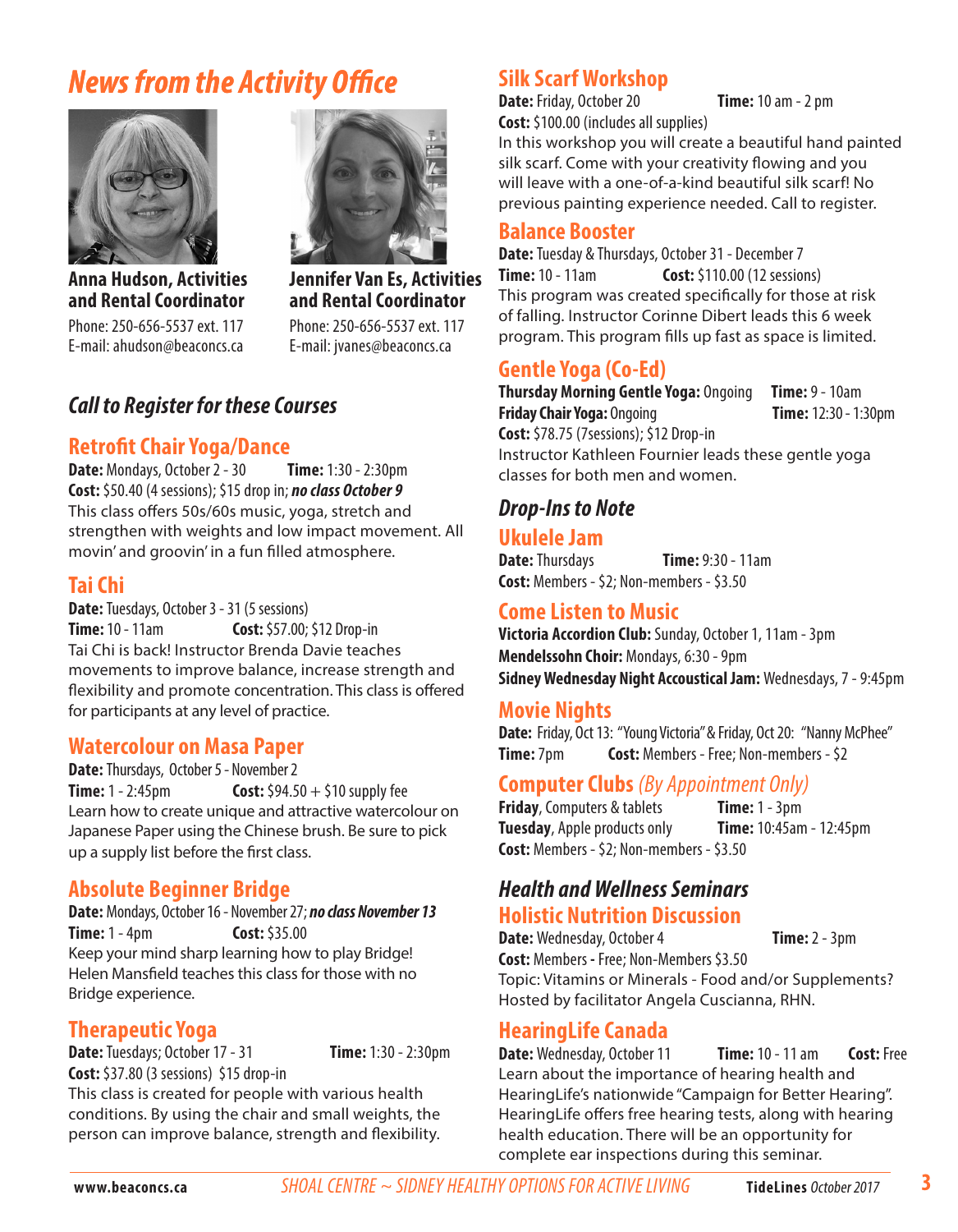# News from the Activity Office

**Anna Hudson, Activities and Rental Coordinator**
Phone: 250-656-5537 ext. 117
E-mail: ahudson@beaconcs.ca

**Jennifer Van Es, Activities and Rental Coordinator**
Phone: 250-656-5537 ext. 117
E-mail: jvanes@beaconcs.ca

## *Call to Register for these Courses*

### Retrofit Chair Yoga/Dance

**Date:** Mondays, October 2 - 30 **Time:** 1:30 - 2:30pm
**Cost:** $50.40 (4 sessions); $15 drop in; ***no class October 9***
This class offers 50s/60s music, yoga, stretch and strengthen with weights and low impact movement. All movin' and groovin' in a fun filled atmosphere.

### Tai Chi

**Date:** Tuesdays, October 3 - 31 (5 sessions)
**Time:** 10 - 11am **Cost:** $57.00; $12 Drop-in
Tai Chi is back! Instructor Brenda Davie teaches movements to improve balance, increase strength and flexibility and promote concentration. This class is offered for participants at any level of practice.

### Watercolour on Masa Paper

**Date:** Thursdays, October 5 - November 2
**Time:** 1 - 2:45pm **Cost:** $94.50 + $10 supply fee
Learn how to create unique and attractive watercolour on Japanese Paper using the Chinese brush. Be sure to pick up a supply list before the first class.

### Absolute Beginner Bridge

**Date:** Mondays, October 16 - November 27; ***no class November 13***
**Time:** 1 - 4pm **Cost:** $35.00
Keep your mind sharp learning how to play Bridge! Helen Mansfield teaches this class for those with no Bridge experience.

### Therapeutic Yoga

**Date:** Tuesdays; October 17 - 31 **Time:** 1:30 - 2:30pm
**Cost:** $37.80 (3 sessions) $15 drop-in
This class is created for people with various health conditions. By using the chair and small weights, the person can improve balance, strength and flexibility.

### Silk Scarf Workshop

**Date:** Friday, October 20 **Time:** 10 am - 2 pm
**Cost:** $100.00 (includes all supplies)
In this workshop you will create a beautiful hand painted silk scarf. Come with your creativity flowing and you will leave with a one-of-a-kind beautiful silk scarf! No previous painting experience needed. Call to register.

### Balance Booster

**Date:** Tuesday & Thursdays, October 31 - December 7
**Time:** 10 - 11am **Cost:** $110.00 (12 sessions)
This program was created specifically for those at risk of falling. Instructor Corinne Dibert leads this 6 week program. This program fills up fast as space is limited.

### Gentle Yoga (Co-Ed)

**Thursday Morning Gentle Yoga:** Ongoing **Time:** 9 - 10am
**Friday Chair Yoga:** Ongoing **Time:** 12:30 - 1:30pm
**Cost:** $78.75 (7sessions); $12 Drop-in
Instructor Kathleen Fournier leads these gentle yoga classes for both men and women.

## *Drop-Ins to Note*

### Ukulele Jam

**Date:** Thursdays **Time:** 9:30 - 11am
**Cost:** Members - $2; Non-members - $3.50

### Come Listen to Music

**Victoria Accordion Club:** Sunday, October 1, 11am - 3pm
**Mendelssohn Choir:** Mondays, 6:30 - 9pm
**Sidney Wednesday Night Accoustical Jam:** Wednesdays, 7 - 9:45pm

### Movie Nights

**Date:** Friday, Oct 13: "Young Victoria" & Friday, Oct 20: "Nanny McPhee"
**Time:** 7pm **Cost:** Members - Free; Non-members - $2

### Computer Clubs *(By Appointment Only)*

**Friday**, Computers & tablets **Time:** 1 - 3pm
**Tuesday**, Apple products only **Time:** 10:45am - 12:45pm
**Cost:** Members - $2; Non-members - $3.50

## *Health and Wellness Seminars*

### Holistic Nutrition Discussion

**Date:** Wednesday, October 4 **Time:** 2 - 3pm
**Cost:** Members **-** Free; Non-Members $3.50
Topic: Vitamins or Minerals - Food and/or Supplements? Hosted by facilitator Angela Cuscianna, RHN.

### HearingLife Canada

**Date:** Wednesday, October 11 **Time:** 10 - 11 am **Cost:** Free
Learn about the importance of hearing health and HearingLife's nationwide "Campaign for Better Hearing". HearingLife offers free hearing tests, along with hearing health education. There will be an opportunity for complete ear inspections during this seminar.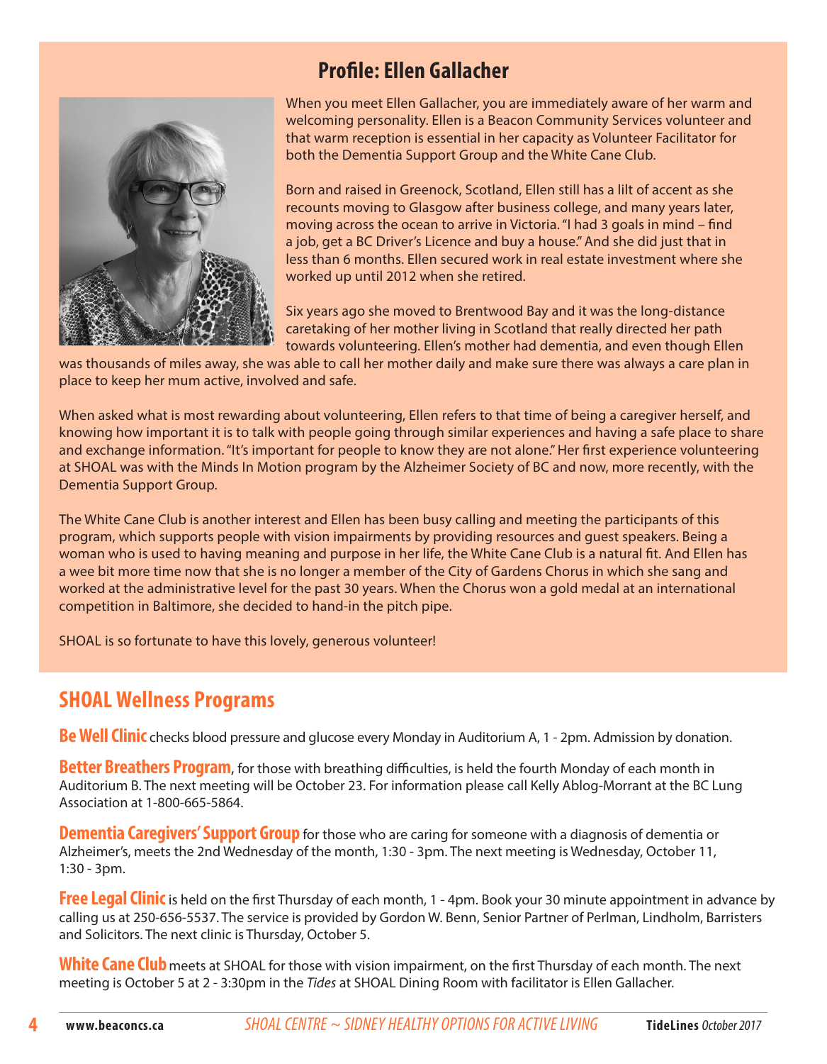## Profile: Ellen Gallacher

When you meet Ellen Gallacher, you are immediately aware of her warm and welcoming personality. Ellen is a Beacon Community Services volunteer and that warm reception is essential in her capacity as Volunteer Facilitator for both the Dementia Support Group and the White Cane Club.

Born and raised in Greenock, Scotland, Ellen still has a lilt of accent as she recounts moving to Glasgow after business college, and many years later, moving across the ocean to arrive in Victoria. "I had 3 goals in mind – find a job, get a BC Driver's Licence and buy a house." And she did just that in less than 6 months. Ellen secured work in real estate investment where she worked up until 2012 when she retired.

Six years ago she moved to Brentwood Bay and it was the long-distance caretaking of her mother living in Scotland that really directed her path towards volunteering. Ellen's mother had dementia, and even though Ellen was thousands of miles away, she was able to call her mother daily and make sure there was always a care plan in place to keep her mum active, involved and safe.

When asked what is most rewarding about volunteering, Ellen refers to that time of being a caregiver herself, and knowing how important it is to talk with people going through similar experiences and having a safe place to share and exchange information. "It's important for people to know they are not alone." Her first experience volunteering at SHOAL was with the Minds In Motion program by the Alzheimer Society of BC and now, more recently, with the Dementia Support Group.

The White Cane Club is another interest and Ellen has been busy calling and meeting the participants of this program, which supports people with vision impairments by providing resources and guest speakers. Being a woman who is used to having meaning and purpose in her life, the White Cane Club is a natural fit. And Ellen has a wee bit more time now that she is no longer a member of the City of Gardens Chorus in which she sang and worked at the administrative level for the past 30 years. When the Chorus won a gold medal at an international competition in Baltimore, she decided to hand-in the pitch pipe.

SHOAL is so fortunate to have this lovely, generous volunteer!

## SHOAL Wellness Programs

**Be Well Clinic** checks blood pressure and glucose every Monday in Auditorium A, 1 - 2pm. Admission by donation.

**Better Breathers Program**, for those with breathing difficulties, is held the fourth Monday of each month in Auditorium B. The next meeting will be October 23. For information please call Kelly Ablog-Morrant at the BC Lung Association at 1-800-665-5864.

**Dementia Caregivers' Support Group** for those who are caring for someone with a diagnosis of dementia or Alzheimer's, meets the 2nd Wednesday of the month, 1:30 - 3pm. The next meeting is Wednesday, October 11, 1:30 - 3pm.

**Free Legal Clinic** is held on the first Thursday of each month, 1 - 4pm. Book your 30 minute appointment in advance by calling us at 250-656-5537. The service is provided by Gordon W. Benn, Senior Partner of Perlman, Lindholm, Barristers and Solicitors. The next clinic is Thursday, October 5.

**White Cane Club** meets at SHOAL for those with vision impairment, on the first Thursday of each month. The next meeting is October 5 at 2 - 3:30pm in the *Tides* at SHOAL Dining Room with facilitator is Ellen Gallacher.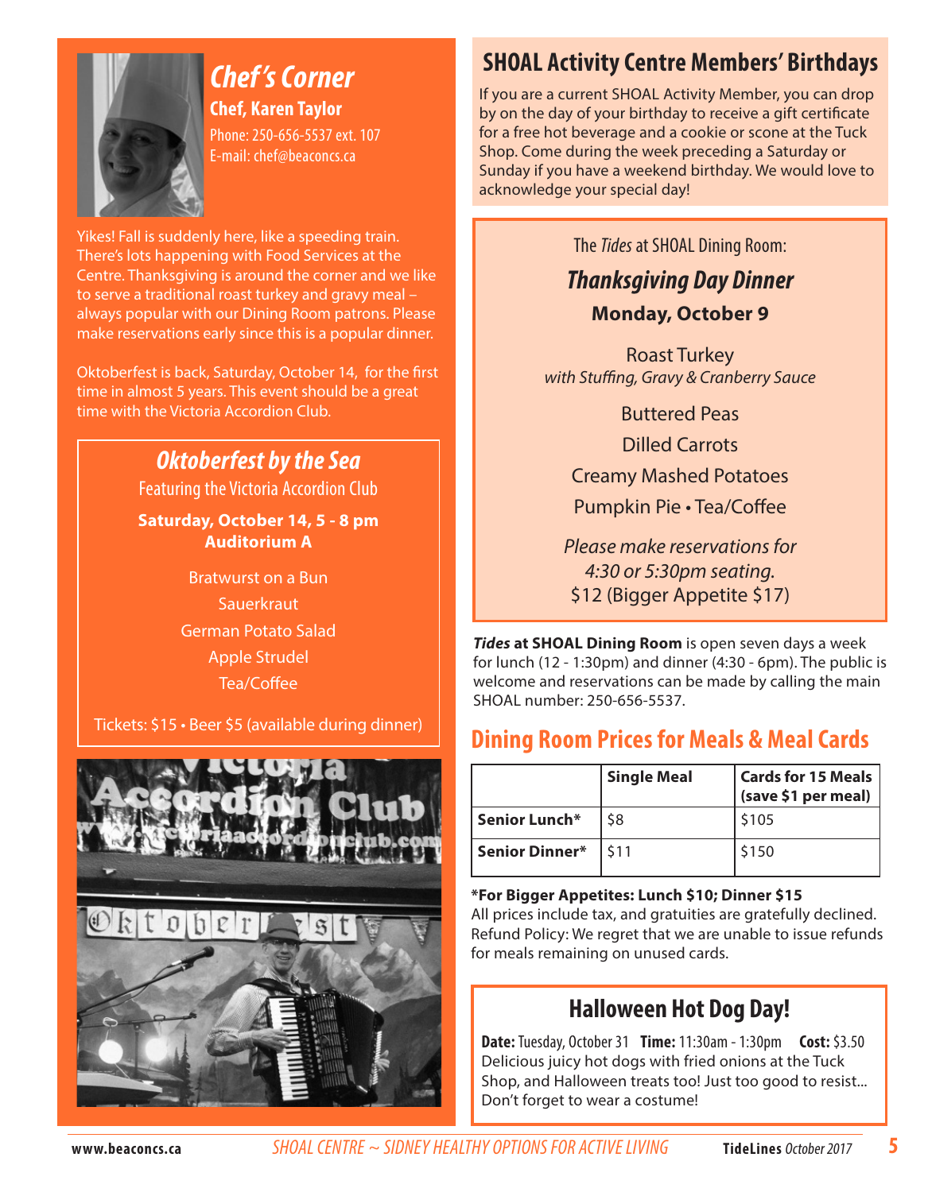## Chef's Corner

**Chef, Karen Taylor**
Phone: 250-656-5537 ext. 107
E-mail: chef@beaconcs.ca

Yikes! Fall is suddenly here, like a speeding train. There's lots happening with Food Services at the Centre. Thanksgiving is around the corner and we like to serve a traditional roast turkey and gravy meal – always popular with our Dining Room patrons. Please make reservations early since this is a popular dinner.

Oktoberfest is back, Saturday, October 14, for the first time in almost 5 years. This event should be a great time with the Victoria Accordion Club.

### *Oktoberfest by the Sea*

Featuring the Victoria Accordion Club

**Saturday, October 14, 5 - 8 pm**
**Auditorium A**

Bratwurst on a Bun
Sauerkraut
German Potato Salad
Apple Strudel
Tea/Coffee

Tickets: $15 • Beer $5 (available during dinner)

## SHOAL Activity Centre Members' Birthdays

If you are a current SHOAL Activity Member, you can drop by on the day of your birthday to receive a gift certificate for a free hot beverage and a cookie or scone at the Tuck Shop. Come during the week preceding a Saturday or Sunday if you have a weekend birthday. We would love to acknowledge your special day!

The *Tides* at SHOAL Dining Room:

### *Thanksgiving Day Dinner*

**Monday, October 9**

Roast Turkey
*with Stuffing, Gravy & Cranberry Sauce*

Buttered Peas
Dilled Carrots
Creamy Mashed Potatoes
Pumpkin Pie • Tea/Coffee

*Please make reservations for 4:30 or 5:30pm seating.*
$12 (Bigger Appetite $17)

***Tides* at SHOAL Dining Room** is open seven days a week for lunch (12 - 1:30pm) and dinner (4:30 - 6pm). The public is welcome and reservations can be made by calling the main SHOAL number: 250-656-5537.

## Dining Room Prices for Meals & Meal Cards

| | Single Meal | Cards for 15 Meals (save $1 per meal) |
|---|---|---|
| **Senior Lunch*** | $8 | $105 |
| **Senior Dinner*** | $11 | $150 |

***For Bigger Appetites: Lunch $10; Dinner $15**
All prices include tax, and gratuities are gratefully declined. Refund Policy: We regret that we are unable to issue refunds for meals remaining on unused cards.

## Halloween Hot Dog Day!

**Date:** Tuesday, October 31 **Time:** 11:30am - 1:30pm **Cost:** $3.50
Delicious juicy hot dogs with fried onions at the Tuck Shop, and Halloween treats too! Just too good to resist... Don't forget to wear a costume!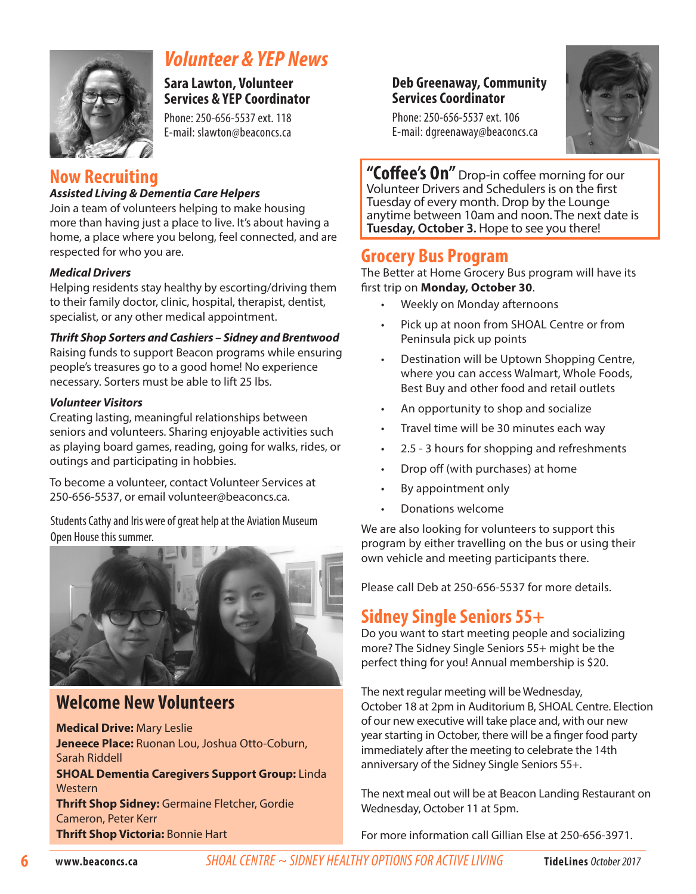## Volunteer & YEP News

**Sara Lawton, Volunteer Services & YEP Coordinator**

Phone: 250-656-5537 ext. 118
E-mail: slawton@beaconcs.ca

## Now Recruiting

***Assisted Living & Dementia Care Helpers***

Join a team of volunteers helping to make housing more than having just a place to live. It's about having a home, a place where you belong, feel connected, and are respected for who you are.

***Medical Drivers***

Helping residents stay healthy by escorting/driving them to their family doctor, clinic, hospital, therapist, dentist, specialist, or any other medical appointment.

***Thrift Shop Sorters and Cashiers – Sidney and Brentwood***

Raising funds to support Beacon programs while ensuring people's treasures go to a good home! No experience necessary. Sorters must be able to lift 25 lbs.

***Volunteer Visitors***

Creating lasting, meaningful relationships between seniors and volunteers. Sharing enjoyable activities such as playing board games, reading, going for walks, rides, or outings and participating in hobbies.

To become a volunteer, contact Volunteer Services at 250-656-5537, or email volunteer@beaconcs.ca.

Students Cathy and Iris were of great help at the Aviation Museum Open House this summer.

## Welcome New Volunteers

**Medical Drive:** Mary Leslie
**Jeneece Place:** Ruonan Lou, Joshua Otto-Coburn, Sarah Riddell
**SHOAL Dementia Caregivers Support Group:** Linda Western
**Thrift Shop Sidney:** Germaine Fletcher, Gordie Cameron, Peter Kerr
**Thrift Shop Victoria:** Bonnie Hart

**Deb Greenaway, Community Services Coordinator**

Phone: 250-656-5537 ext. 106
E-mail: dgreenaway@beaconcs.ca

**"Coffee's On"** Drop-in coffee morning for our Volunteer Drivers and Schedulers is on the first Tuesday of every month. Drop by the Lounge anytime between 10am and noon. The next date is **Tuesday, October 3.** Hope to see you there!

## Grocery Bus Program

The Better at Home Grocery Bus program will have its first trip on **Monday, October 30**.

- Weekly on Monday afternoons
- Pick up at noon from SHOAL Centre or from Peninsula pick up points
- Destination will be Uptown Shopping Centre, where you can access Walmart, Whole Foods, Best Buy and other food and retail outlets
- An opportunity to shop and socialize
- Travel time will be 30 minutes each way
- 2.5 - 3 hours for shopping and refreshments
- Drop off (with purchases) at home
- By appointment only
- Donations welcome

We are also looking for volunteers to support this program by either travelling on the bus or using their own vehicle and meeting participants there.

Please call Deb at 250-656-5537 for more details.

## Sidney Single Seniors 55+

Do you want to start meeting people and socializing more? The Sidney Single Seniors 55+ might be the perfect thing for you! Annual membership is $20.

The next regular meeting will be Wednesday, October 18 at 2pm in Auditorium B, SHOAL Centre. Election of our new executive will take place and, with our new year starting in October, there will be a finger food party immediately after the meeting to celebrate the 14th anniversary of the Sidney Single Seniors 55+.

The next meal out will be at Beacon Landing Restaurant on Wednesday, October 11 at 5pm.

For more information call Gillian Else at 250-656-3971.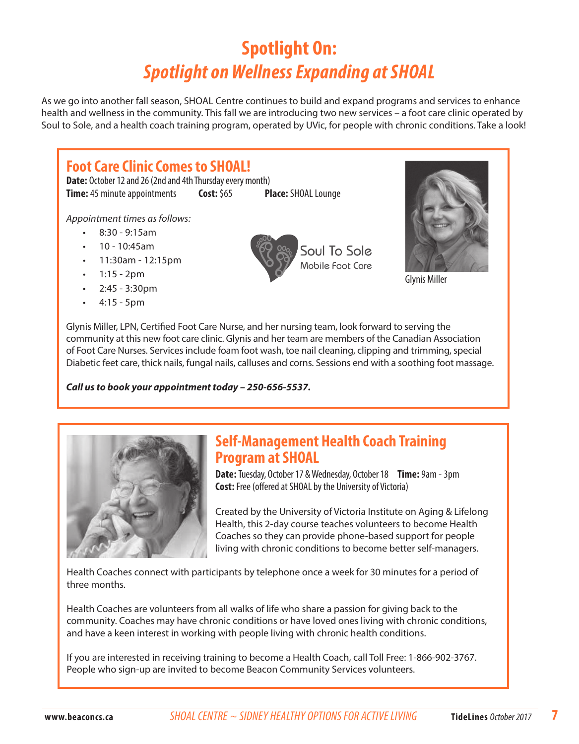# Spotlight On:
## *Spotlight on Wellness Expanding at SHOAL*

As we go into another fall season, SHOAL Centre continues to build and expand programs and services to enhance health and wellness in the community. This fall we are introducing two new services – a foot care clinic operated by Soul to Sole, and a health coach training program, operated by UVic, for people with chronic conditions. Take a look!

### Foot Care Clinic Comes to SHOAL!

**Date:** October 12 and 26 (2nd and 4th Thursday every month)
**Time:** 45 minute appointments **Cost:** $65 **Place:** SHOAL Lounge

*Appointment times as follows:*

- 8:30 - 9:15am
- 10 - 10:45am
- 11:30am - 12:15pm
- 1:15 - 2pm
- 2:45 - 3:30pm
- 4:15 - 5pm

Soul To Sole
Mobile Foot Care

Glynis Miller

Glynis Miller, LPN, Certified Foot Care Nurse, and her nursing team, look forward to serving the community at this new foot care clinic. Glynis and her team are members of the Canadian Association of Foot Care Nurses. Services include foam foot wash, toe nail cleaning, clipping and trimming, special Diabetic feet care, thick nails, fungal nails, calluses and corns. Sessions end with a soothing foot massage.

***Call us to book your appointment today – 250-656-5537.***

### Self-Management Health Coach Training Program at SHOAL

**Date:** Tuesday, October 17 & Wednesday, October 18 **Time:** 9am - 3pm
**Cost:** Free (offered at SHOAL by the University of Victoria)

Created by the University of Victoria Institute on Aging & Lifelong Health, this 2-day course teaches volunteers to become Health Coaches so they can provide phone-based support for people living with chronic conditions to become better self-managers.

Health Coaches connect with participants by telephone once a week for 30 minutes for a period of three months.

Health Coaches are volunteers from all walks of life who share a passion for giving back to the community. Coaches may have chronic conditions or have loved ones living with chronic conditions, and have a keen interest in working with people living with chronic health conditions.

If you are interested in receiving training to become a Health Coach, call Toll Free: 1-866-902-3767. People who sign-up are invited to become Beacon Community Services volunteers.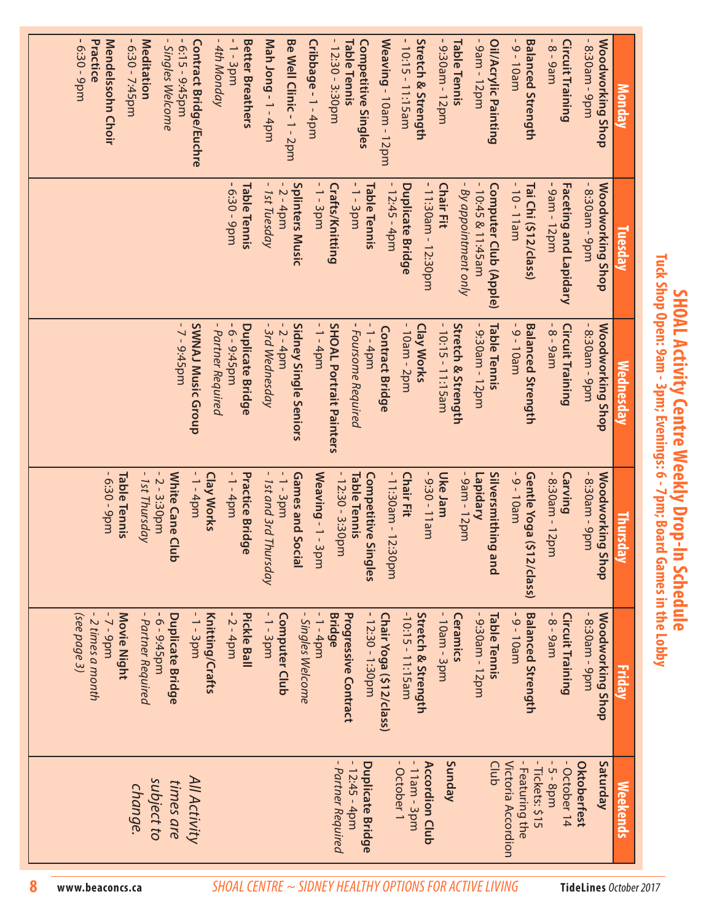# SHOAL Activity Centre Weekly Drop-In Schedule

**Tuck Shop Open: 9am - 3pm; Evenings: 6 - 7pm; Board Games in the Lobby**

| Monday | Tuesday | Wednesday | Thursday | Friday | Weekends |
|---|---|---|---|---|---|
| **Woodworking Shop** - 8:30am - 9pm<br>**Circuit Training** - 8 - 9am<br>**Balanced Strength** - 9 - 10am<br>**Oil/Acrylic Painting** - 9am - 12pm<br>**Table Tennis** - 9:30am - 12pm<br>**Stretch & Strength** - 10:15 - 11:15am<br>**Weaving** - 10am - 12pm<br>**Competitive Singles Table Tennis** - 12:30 - 3:30pm<br>**Cribbage** - 1 - 4pm<br>**Be Well Clinic** - 1 - 2pm<br>**Mah Jong** - 1 - 4pm<br>**Better Breathers** - 1 - 3pm - *4th Monday*<br>**Contract Bridge/Euchre** - 6:15 - 9:45pm - *Singles Welcome*<br>**Meditation** - 6:30 - 7:45pm<br>**Mendelssohn Choir Practice** - 6:30 - 9pm | **Woodworking Shop** - 8:30am - 9pm<br>**Faceting and Lapidary** - 9am - 12pm<br>**Tai Chi ($12/class)** - 10 - 11am<br>**Computer Club (Apple)** - 10:45 & 11:45am - *By appointment only*<br>**Chair Fit** - 11:30am - 12:30pm<br>**Duplicate Bridge** - 12:45 - 4pm<br>**Table Tennis** - 1 - 3pm<br>**Crafts/Knitting** - 1 - 3pm<br>**Splinters Music** - 2 - 4pm - *1st Tuesday*<br>**Table Tennis** - 6:30 - 9pm | **Woodworking Shop** - 8:30am - 9pm<br>**Circuit Training** - 8 - 9am<br>**Balanced Strength** - 9 - 10am<br>**Table Tennis** - 9:30am - 12pm<br>**Stretch & Strength** - 10:15 - 11:15am<br>**Clay Works** - 10am - 2pm<br>**Contract Bridge** - 1 - 4pm - *Foursome Required*<br>**SHOAL Portrait Painters** - 1 - 4pm<br>**Sidney Single Seniors** - 2 - 4pm - *3rd Wednesday*<br>**Duplicate Bridge** - 6 - 9:45pm - *Partner Required*<br>**SWNAJ Music Group** - 7 - 9:45pm | **Woodworking Shop** - 8:30am - 9pm<br>**Carving** - 8:30am - 12pm<br>**Gentle Yoga ($12/class)** - 9 - 10am<br>**Silversmithing and Lapidary** - 9am - 12pm<br>**Uke Jam** - 9:30 - 11am<br>**Chair Fit** - 11:30am - 12:30pm<br>**Competitive Singles Table Tennis** - 12:30 - 3:30pm<br>**Weaving** - 1 - 3pm<br>**Games and Social** - 1 - 3pm - *1st and 3rd Thursday*<br>**Practice Bridge** - 1 - 4pm<br>**Clay Works** - 1 - 4pm<br>**White Cane Club** - 2 - 3:30pm - *1st Thursday*<br>**Table Tennis** - 6:30 - 9pm | **Woodworking Shop** - 8:30am - 9pm<br>**Circuit Training** - 8 - 9am<br>**Balanced Strength** - 9 - 10am<br>**Table Tennis** - 9:30am - 12pm<br>**Ceramics** - 10am - 3pm<br>**Stretch & Strength** - 10:15 - 11:15am<br>**Chair Yoga ($12/class)** - 12:30 - 1:30pm<br>**Progressive Contract Bridge** - 1 - 4pm - *Singles Welcome*<br>**Computer Club** - 1 - 3pm<br>**Pickle Ball** - 2 - 4pm<br>**Knitting/Crafts** - 1 - 3pm<br>**Duplicate Bridge** - 6 - 9:45pm - *Partner Required*<br>**Movie Night** - 7 - 9pm - *2 times a month (see page 3)* | **Saturday**<br>**Oktoberfest** - October 14 - 5 - 8pm - Tickets: $15 - Featuring the Victoria Accordion Club<br>**Sunday**<br>**Accordion Club** - 11am - 3pm - October 1<br>**Duplicate Bridge** - 12:45 - 4pm - *Partner Required*<br>*All Activity times are subject to change.* |

www.beaconcs.ca — *SHOAL CENTRE ~ SIDNEY HEALTHY OPTIONS FOR ACTIVE LIVING*